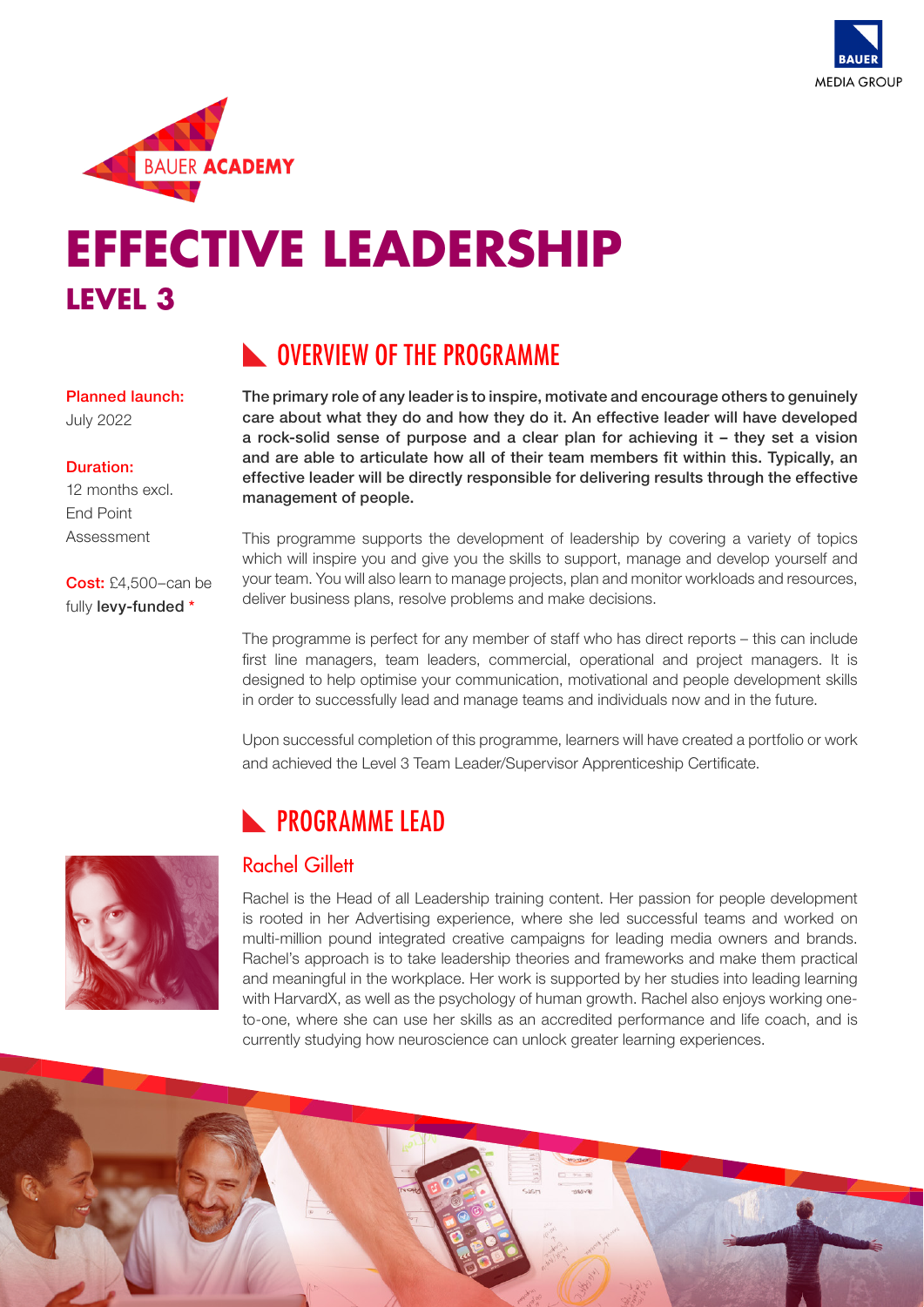BAUER ACADEMY

# EFFECTIVE LEADERSHIP
## LEVEL 3

**Planned launch:**
July 2022

**Duration:**
12 months excl. End Point Assessment

**Cost:** £4,500–can be fully **levy-funded** *

## OVERVIEW OF THE PROGRAMME

**The primary role of any leader is to inspire, motivate and encourage others to genuinely care about what they do and how they do it. An effective leader will have developed a rock-solid sense of purpose and a clear plan for achieving it – they set a vision and are able to articulate how all of their team members fit within this. Typically, an effective leader will be directly responsible for delivering results through the effective management of people.**

This programme supports the development of leadership by covering a variety of topics which will inspire you and give you the skills to support, manage and develop yourself and your team. You will also learn to manage projects, plan and monitor workloads and resources, deliver business plans, resolve problems and make decisions.

The programme is perfect for any member of staff who has direct reports – this can include first line managers, team leaders, commercial, operational and project managers. It is designed to help optimise your communication, motivational and people development skills in order to successfully lead and manage teams and individuals now and in the future.

Upon successful completion of this programme, learners will have created a portfolio or work and achieved the Level 3 Team Leader/Supervisor Apprenticeship Certificate.

## PROGRAMME LEAD

### Rachel Gillett

Rachel is the Head of all Leadership training content. Her passion for people development is rooted in her Advertising experience, where she led successful teams and worked on multi-million pound integrated creative campaigns for leading media owners and brands. Rachel's approach is to take leadership theories and frameworks and make them practical and meaningful in the workplace. Her work is supported by her studies into leading learning with HarvardX, as well as the psychology of human growth. Rachel also enjoys working one-to-one, where she can use her skills as an accredited performance and life coach, and is currently studying how neuroscience can unlock greater learning experiences.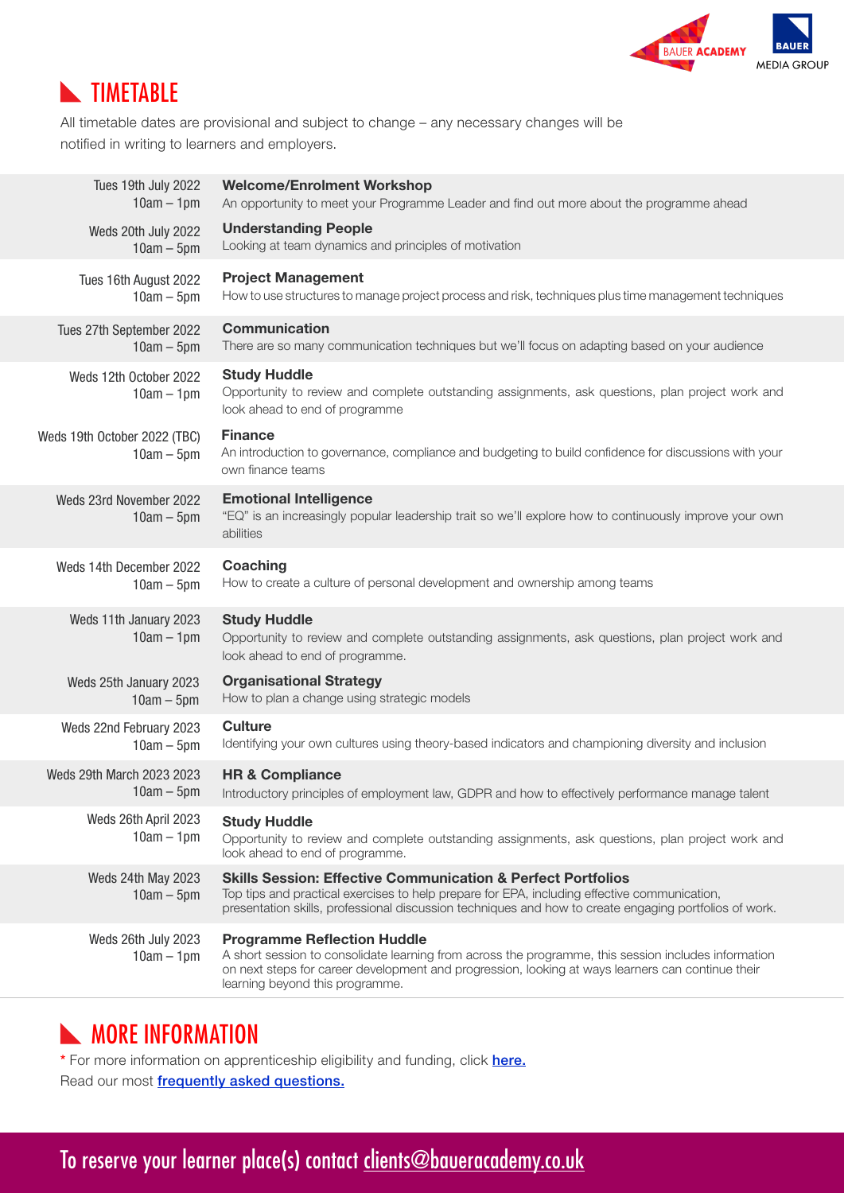## TIMETABLE

All timetable dates are provisional and subject to change – any necessary changes will be notified in writing to learners and employers.

| | |
|---|---|
| Tues 19th July 2022<br>10am – 1pm | **Welcome/Enrolment Workshop**<br>An opportunity to meet your Programme Leader and find out more about the programme ahead |
| Weds 20th July 2022<br>10am – 5pm | **Understanding People**<br>Looking at team dynamics and principles of motivation |
| Tues 16th August 2022<br>10am – 5pm | **Project Management**<br>How to use structures to manage project process and risk, techniques plus time management techniques |
| Tues 27th September 2022<br>10am – 5pm | **Communication**<br>There are so many communication techniques but we'll focus on adapting based on your audience |
| Weds 12th October 2022<br>10am – 1pm | **Study Huddle**<br>Opportunity to review and complete outstanding assignments, ask questions, plan project work and look ahead to end of programme |
| Weds 19th October 2022 (TBC)<br>10am – 5pm | **Finance**<br>An introduction to governance, compliance and budgeting to build confidence for discussions with your own finance teams |
| Weds 23rd November 2022<br>10am – 5pm | **Emotional Intelligence**<br>"EQ" is an increasingly popular leadership trait so we'll explore how to continuously improve your own abilities |
| Weds 14th December 2022<br>10am – 5pm | **Coaching**<br>How to create a culture of personal development and ownership among teams |
| Weds 11th January 2023<br>10am – 1pm | **Study Huddle**<br>Opportunity to review and complete outstanding assignments, ask questions, plan project work and look ahead to end of programme. |
| Weds 25th January 2023<br>10am – 5pm | **Organisational Strategy**<br>How to plan a change using strategic models |
| Weds 22nd February 2023<br>10am – 5pm | **Culture**<br>Identifying your own cultures using theory-based indicators and championing diversity and inclusion |
| Weds 29th March 2023 2023<br>10am – 5pm | **HR & Compliance**<br>Introductory principles of employment law, GDPR and how to effectively performance manage talent |
| Weds 26th April 2023<br>10am – 1pm | **Study Huddle**<br>Opportunity to review and complete outstanding assignments, ask questions, plan project work and look ahead to end of programme. |
| Weds 24th May 2023<br>10am – 5pm | **Skills Session: Effective Communication & Perfect Portfolios**<br>Top tips and practical exercises to help prepare for EPA, including effective communication, presentation skills, professional discussion techniques and how to create engaging portfolios of work. |
| Weds 26th July 2023<br>10am – 1pm | **Programme Reflection Huddle**<br>A short session to consolidate learning from across the programme, this session includes information on next steps for career development and progression, looking at ways learners can continue their learning beyond this programme. |

## MORE INFORMATION

* For more information on apprenticeship eligibility and funding, click **here.**

Read our most **frequently asked questions.**

To reserve your learner place(s) contact clients@baueracademy.co.uk